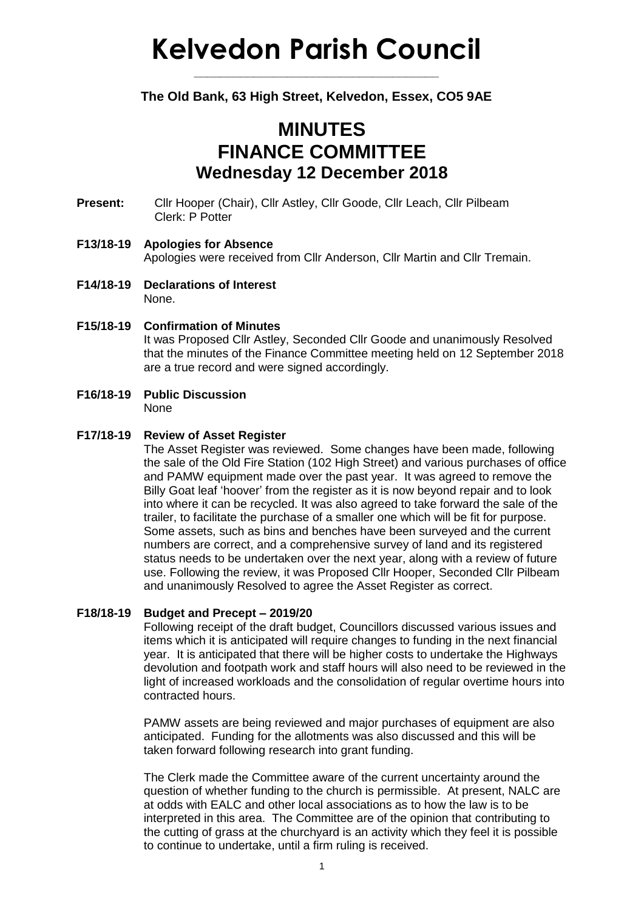# Kelvedon Parish Council

**The Old Bank, 63 High Street, Kelvedon, Essex, CO5 9AE**

## MINUTES
## FINANCE COMMITTEE
## Wednesday 12 December 2018

**Present:** Cllr Hooper (Chair), Cllr Astley, Cllr Goode, Cllr Leach, Cllr Pilbeam
Clerk: P Potter

**F13/18-19 Apologies for Absence**
Apologies were received from Cllr Anderson, Cllr Martin and Cllr Tremain.

**F14/18-19 Declarations of Interest**
None.

**F15/18-19 Confirmation of Minutes**
It was Proposed Cllr Astley, Seconded Cllr Goode and unanimously Resolved that the minutes of the Finance Committee meeting held on 12 September 2018 are a true record and were signed accordingly.

**F16/18-19 Public Discussion**
None

**F17/18-19 Review of Asset Register**
The Asset Register was reviewed. Some changes have been made, following the sale of the Old Fire Station (102 High Street) and various purchases of office and PAMW equipment made over the past year. It was agreed to remove the Billy Goat leaf 'hoover' from the register as it is now beyond repair and to look into where it can be recycled. It was also agreed to take forward the sale of the trailer, to facilitate the purchase of a smaller one which will be fit for purpose. Some assets, such as bins and benches have been surveyed and the current numbers are correct, and a comprehensive survey of land and its registered status needs to be undertaken over the next year, along with a review of future use. Following the review, it was Proposed Cllr Hooper, Seconded Cllr Pilbeam and unanimously Resolved to agree the Asset Register as correct.

**F18/18-19 Budget and Precept – 2019/20**
Following receipt of the draft budget, Councillors discussed various issues and items which it is anticipated will require changes to funding in the next financial year. It is anticipated that there will be higher costs to undertake the Highways devolution and footpath work and staff hours will also need to be reviewed in the light of increased workloads and the consolidation of regular overtime hours into contracted hours.

PAMW assets are being reviewed and major purchases of equipment are also anticipated. Funding for the allotments was also discussed and this will be taken forward following research into grant funding.

The Clerk made the Committee aware of the current uncertainty around the question of whether funding to the church is permissible. At present, NALC are at odds with EALC and other local associations as to how the law is to be interpreted in this area. The Committee are of the opinion that contributing to the cutting of grass at the churchyard is an activity which they feel it is possible to continue to undertake, until a firm ruling is received.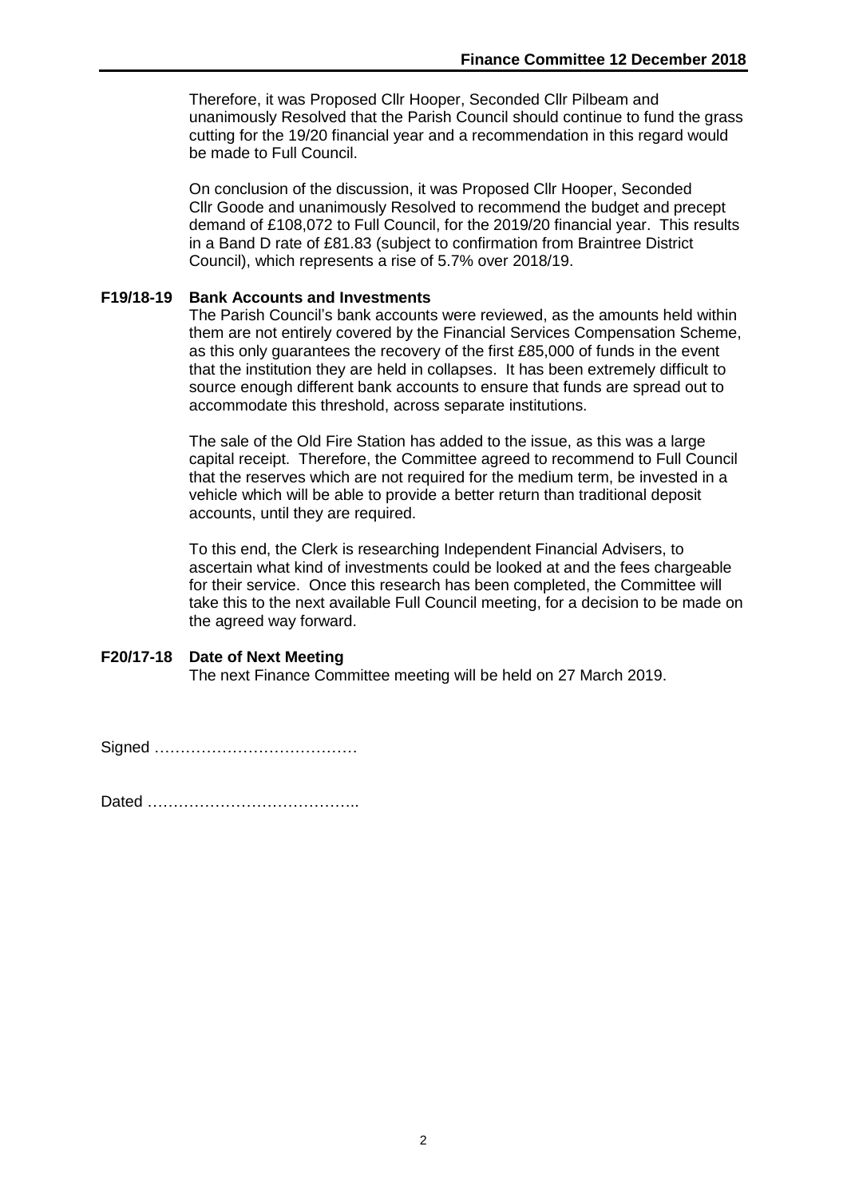Therefore, it was Proposed Cllr Hooper, Seconded Cllr Pilbeam and unanimously Resolved that the Parish Council should continue to fund the grass cutting for the 19/20 financial year and a recommendation in this regard would be made to Full Council.

On conclusion of the discussion, it was Proposed Cllr Hooper, Seconded Cllr Goode and unanimously Resolved to recommend the budget and precept demand of £108,072 to Full Council, for the 2019/20 financial year. This results in a Band D rate of £81.83 (subject to confirmation from Braintree District Council), which represents a rise of 5.7% over 2018/19.

**F19/18-19 Bank Accounts and Investments**

The Parish Council's bank accounts were reviewed, as the amounts held within them are not entirely covered by the Financial Services Compensation Scheme, as this only guarantees the recovery of the first £85,000 of funds in the event that the institution they are held in collapses. It has been extremely difficult to source enough different bank accounts to ensure that funds are spread out to accommodate this threshold, across separate institutions.

The sale of the Old Fire Station has added to the issue, as this was a large capital receipt. Therefore, the Committee agreed to recommend to Full Council that the reserves which are not required for the medium term, be invested in a vehicle which will be able to provide a better return than traditional deposit accounts, until they are required.

To this end, the Clerk is researching Independent Financial Advisers, to ascertain what kind of investments could be looked at and the fees chargeable for their service. Once this research has been completed, the Committee will take this to the next available Full Council meeting, for a decision to be made on the agreed way forward.

**F20/17-18 Date of Next Meeting**

The next Finance Committee meeting will be held on 27 March 2019.

Signed …………………………………

Dated …………………………………..